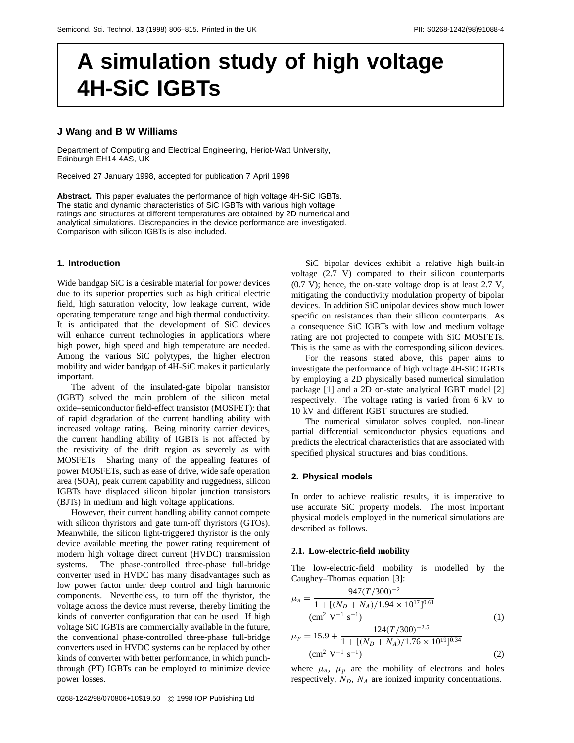# A simulation study of high voltage 4H-SiC IGBTs

**J Wang and B W Williams**

Department of Computing and Electrical Engineering, Heriot-Watt University, Edinburgh EH14 4AS, UK

Received 27 January 1998, accepted for publication 7 April 1998

**Abstract.** This paper evaluates the performance of high voltage 4H-SiC IGBTs. The static and dynamic characteristics of SiC IGBTs with various high voltage ratings and structures at different temperatures are obtained by 2D numerical and analytical simulations. Discrepancies in the device performance are investigated. Comparison with silicon IGBTs is also included.

## 1. Introduction

Wide bandgap SiC is a desirable material for power devices due to its superior properties such as high critical electric field, high saturation velocity, low leakage current, wide operating temperature range and high thermal conductivity. It is anticipated that the development of SiC devices will enhance current technologies in applications where high power, high speed and high temperature are needed. Among the various SiC polytypes, the higher electron mobility and wider bandgap of 4H-SiC makes it particularly important.

The advent of the insulated-gate bipolar transistor (IGBT) solved the main problem of the silicon metal oxide–semiconductor field-effect transistor (MOSFET): that of rapid degradation of the current handling ability with increased voltage rating. Being minority carrier devices, the current handling ability of IGBTs is not affected by the resistivity of the drift region as severely as with MOSFETs. Sharing many of the appealing features of power MOSFETs, such as ease of drive, wide safe operation area (SOA), peak current capability and ruggedness, silicon IGBTs have displaced silicon bipolar junction transistors (BJTs) in medium and high voltage applications.

However, their current handling ability cannot compete with silicon thyristors and gate turn-off thyristors (GTOs). Meanwhile, the silicon light-triggered thyristor is the only device available meeting the power rating requirement of modern high voltage direct current (HVDC) transmission systems. The phase-controlled three-phase full-bridge converter used in HVDC has many disadvantages such as low power factor under deep control and high harmonic components. Nevertheless, to turn off the thyristor, the voltage across the device must reverse, thereby limiting the kinds of converter configuration that can be used. If high voltage SiC IGBTs are commercially available in the future, the conventional phase-controlled three-phase full-bridge converters used in HVDC systems can be replaced by other kinds of converter with better performance, in which punch-through (PT) IGBTs can be employed to minimize device power losses.

SiC bipolar devices exhibit a relative high built-in voltage (2.7 V) compared to their silicon counterparts (0.7 V); hence, the on-state voltage drop is at least 2.7 V, mitigating the conductivity modulation property of bipolar devices. In addition SiC unipolar devices show much lower specific on resistances than their silicon counterparts. As a consequence SiC IGBTs with low and medium voltage rating are not projected to compete with SiC MOSFETs. This is the same as with the corresponding silicon devices.

For the reasons stated above, this paper aims to investigate the performance of high voltage 4H-SiC IGBTs by employing a 2D physically based numerical simulation package [1] and a 2D on-state analytical IGBT model [2] respectively. The voltage rating is varied from 6 kV to 10 kV and different IGBT structures are studied.

The numerical simulator solves coupled, non-linear partial differential semiconductor physics equations and predicts the electrical characteristics that are associated with specified physical structures and bias conditions.

## 2. Physical models

In order to achieve realistic results, it is imperative to use accurate SiC property models. The most important physical models employed in the numerical simulations are described as follows.

### 2.1. Low-electric-field mobility

The low-electric-field mobility is modelled by the Caughey–Thomas equation [3]:

$$\mu_n = \frac{947(T/300)^{-2}}{1 + [(N_D + N_A)/1.94 \times 10^{17}]^{0.61}} \quad (\text{cm}^2\ \text{V}^{-1}\ \text{s}^{-1}) \tag{1}$$

$$\mu_p = 15.9 + \frac{124(T/300)^{-2.5}}{1 + [(N_D + N_A)/1.76 \times 10^{19}]^{0.34}} \quad (\text{cm}^2\ \text{V}^{-1}\ \text{s}^{-1}) \tag{2}$$

where $\mu_n$, $\mu_p$ are the mobility of electrons and holes respectively, $N_D$, $N_A$ are ionized impurity concentrations.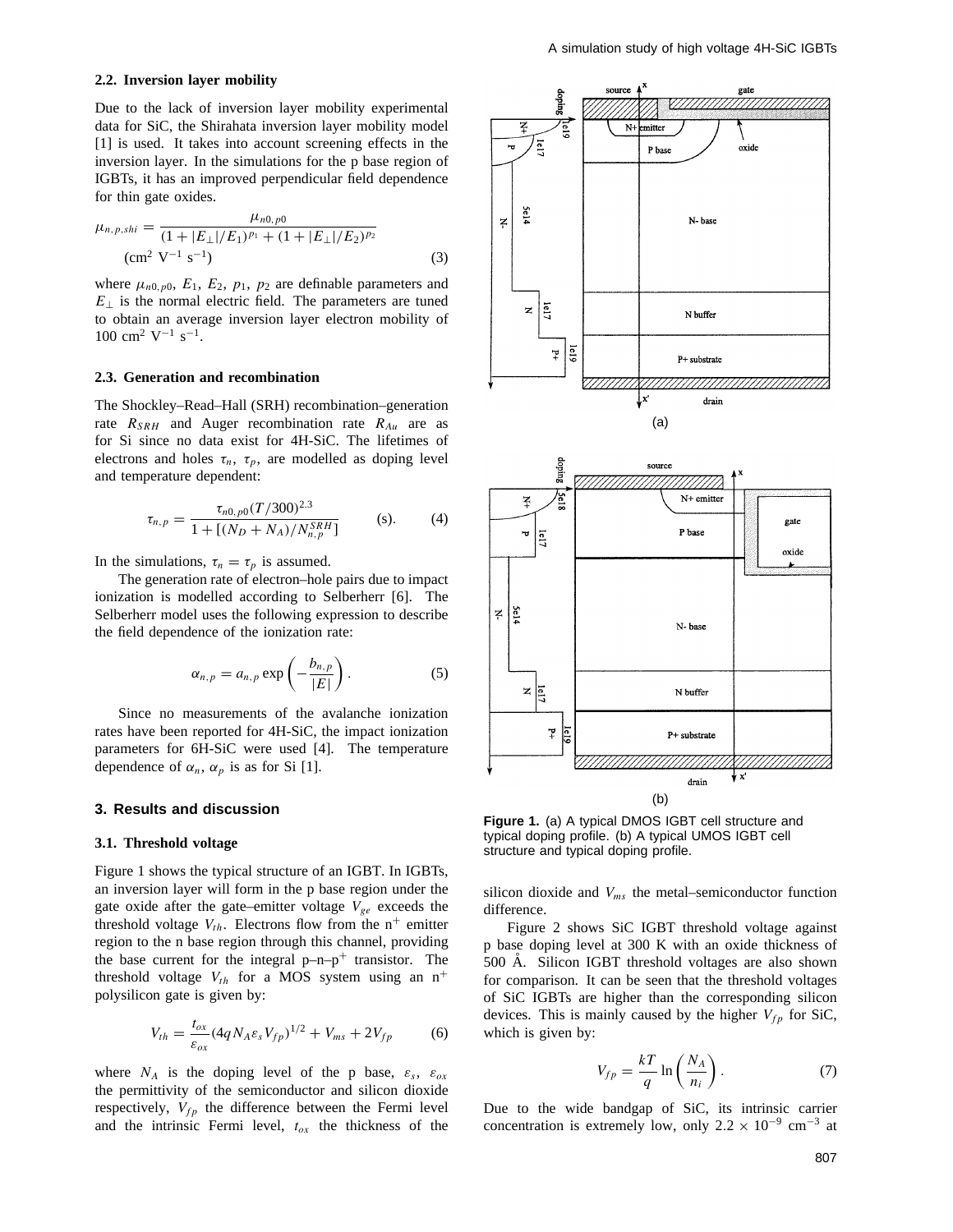### 2.2. Inversion layer mobility

Due to the lack of inversion layer mobility experimental data for SiC, the Shirahata inversion layer mobility model [1] is used. It takes into account screening effects in the inversion layer. In the simulations for the p base region of IGBTs, it has an improved perpendicular field dependence for thin gate oxides.

$$\mu_{n,p,shi} = \frac{\mu_{n0,p0}}{(1+|E_\perp|/E_1)^{p_1} + (1+|E_\perp|/E_2)^{p_2}} \quad (\mathrm{cm^2\ V^{-1}\ s^{-1}}) \tag{3}$$

where $\mu_{n0,p0}$, $E_1$, $E_2$, $p_1$, $p_2$ are definable parameters and $E_\perp$ is the normal electric field. The parameters are tuned to obtain an average inversion layer electron mobility of 100 $\mathrm{cm^2\ V^{-1}\ s^{-1}}$.

### 2.3. Generation and recombination

The Shockley–Read–Hall (SRH) recombination–generation rate $R_{SRH}$ and Auger recombination rate $R_{Au}$ are as for Si since no data exist for 4H-SiC. The lifetimes of electrons and holes $\tau_n$, $\tau_p$, are modelled as doping level and temperature dependent:

$$\tau_{n,p} = \frac{\tau_{n0,p0}(T/300)^{2.3}}{1+[(N_D+N_A)/N_{n,p}^{SRH}]} \quad (\mathrm{s}). \tag{4}$$

In the simulations, $\tau_n = \tau_p$ is assumed.

The generation rate of electron–hole pairs due to impact ionization is modelled according to Selberherr [6]. The Selberherr model uses the following expression to describe the field dependence of the ionization rate:

$$\alpha_{n,p} = a_{n,p} \exp\left(-\frac{b_{n,p}}{|E|}\right). \tag{5}$$

Since no measurements of the avalanche ionization rates have been reported for 4H-SiC, the impact ionization parameters for 6H-SiC were used [4]. The temperature dependence of $\alpha_n$, $\alpha_p$ is as for Si [1].

## 3. Results and discussion

### 3.1. Threshold voltage

Figure 1 shows the typical structure of an IGBT. In IGBTs, an inversion layer will form in the p base region under the gate oxide after the gate–emitter voltage $V_{ge}$ exceeds the threshold voltage $V_{th}$. Electrons flow from the n$^+$ emitter region to the n base region through this channel, providing the base current for the integral p–n–p$^+$ transistor. The threshold voltage $V_{th}$ for a MOS system using an n$^+$ polysilicon gate is given by:

$$V_{th} = \frac{t_{ox}}{\varepsilon_{ox}}(4qN_A\varepsilon_s V_{fp})^{1/2} + V_{ms} + 2V_{fp} \tag{6}$$

where $N_A$ is the doping level of the p base, $\varepsilon_s$, $\varepsilon_{ox}$ the permittivity of the semiconductor and silicon dioxide respectively, $V_{fp}$ the difference between the Fermi level and the intrinsic Fermi level, $t_{ox}$ the thickness of the silicon dioxide and $V_{ms}$ the metal–semiconductor function difference.

**Figure 1.** (a) A typical DMOS IGBT cell structure and typical doping profile. (b) A typical UMOS IGBT cell structure and typical doping profile.

Figure 2 shows SiC IGBT threshold voltage against p base doping level at 300 K with an oxide thickness of 500 Å. Silicon IGBT threshold voltages are also shown for comparison. It can be seen that the threshold voltages of SiC IGBTs are higher than the corresponding silicon devices. This is mainly caused by the higher $V_{fp}$ for SiC, which is given by:

$$V_{fp} = \frac{kT}{q}\ln\left(\frac{N_A}{n_i}\right). \tag{7}$$

Due to the wide bandgap of SiC, its intrinsic carrier concentration is extremely low, only $2.2 \times 10^{-9}$ $\mathrm{cm^{-3}}$ at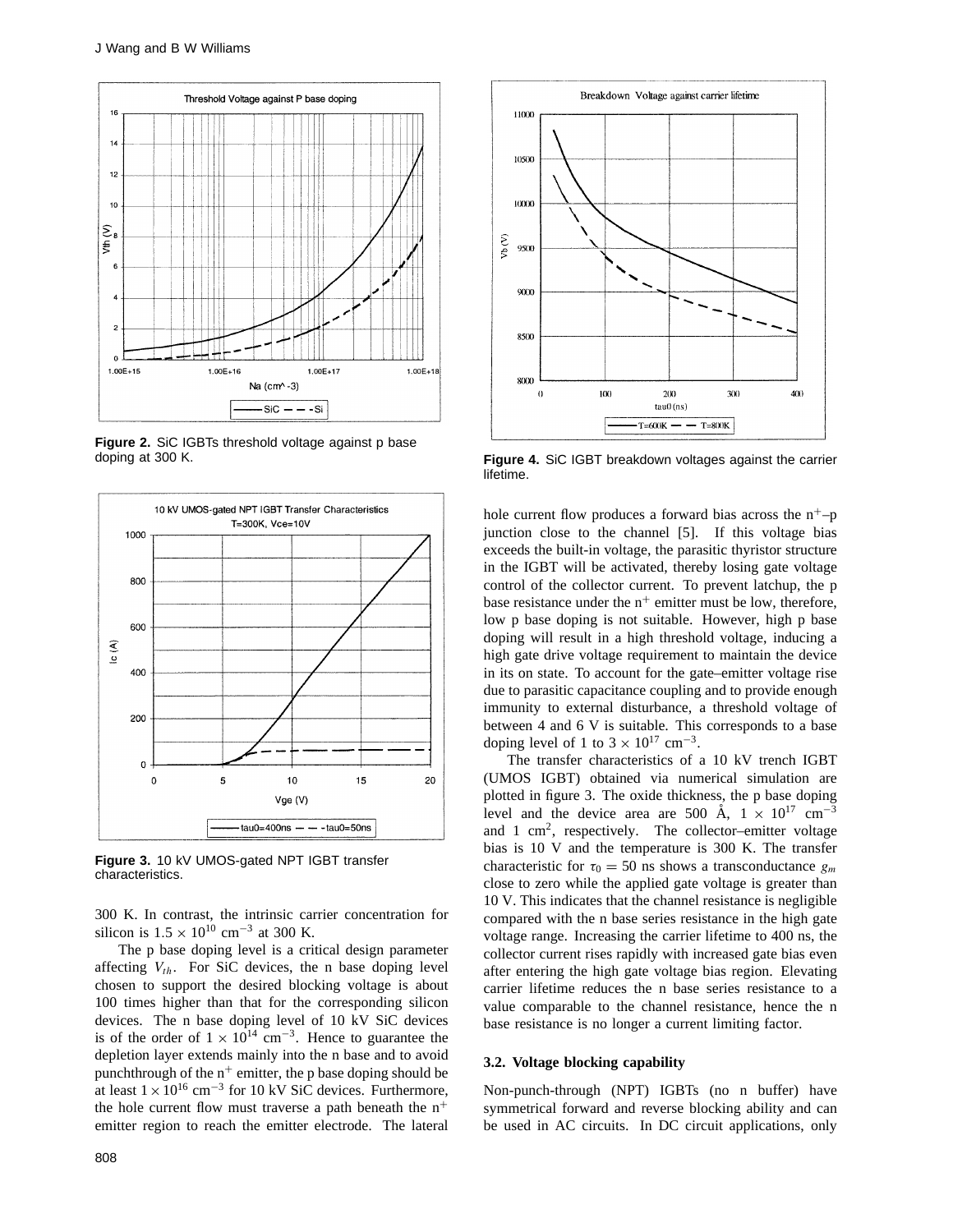**Figure 2.** SiC IGBTs threshold voltage against p base doping at 300 K.

**Figure 3.** 10 kV UMOS-gated NPT IGBT transfer characteristics.

300 K. In contrast, the intrinsic carrier concentration for silicon is $1.5 \times 10^{10}$ cm$^{-3}$ at 300 K.

The p base doping level is a critical design parameter affecting $V_{th}$. For SiC devices, the n base doping level chosen to support the desired blocking voltage is about 100 times higher than that for the corresponding silicon devices. The n base doping level of 10 kV SiC devices is of the order of $1 \times 10^{14}$ cm$^{-3}$. Hence to guarantee the depletion layer extends mainly into the n base and to avoid punchthrough of the n$^+$ emitter, the p base doping should be at least $1 \times 10^{16}$ cm$^{-3}$ for 10 kV SiC devices. Furthermore, the hole current flow must traverse a path beneath the n$^+$ emitter region to reach the emitter electrode. The lateral hole current flow produces a forward bias across the n$^+$–p junction close to the channel [5]. If this voltage bias exceeds the built-in voltage, the parasitic thyristor structure in the IGBT will be activated, thereby losing gate voltage control of the collector current. To prevent latchup, the p base resistance under the n$^+$ emitter must be low, therefore, low p base doping is not suitable. However, high p base doping will result in a high threshold voltage, inducing a high gate drive voltage requirement to maintain the device in its on state. To account for the gate–emitter voltage rise due to parasitic capacitance coupling and to provide enough immunity to external disturbance, a threshold voltage of between 4 and 6 V is suitable. This corresponds to a base doping level of 1 to $3 \times 10^{17}$ cm$^{-3}$.

**Figure 4.** SiC IGBT breakdown voltages against the carrier lifetime.

The transfer characteristics of a 10 kV trench IGBT (UMOS IGBT) obtained via numerical simulation are plotted in figure 3. The oxide thickness, the p base doping level and the device area are 500 Å, $1 \times 10^{17}$ cm$^{-3}$ and 1 cm$^2$, respectively. The collector–emitter voltage bias is 10 V and the temperature is 300 K. The transfer characteristic for $\tau_0 = 50$ ns shows a transconductance $g_m$ close to zero while the applied gate voltage is greater than 10 V. This indicates that the channel resistance is negligible compared with the n base series resistance in the high gate voltage range. Increasing the carrier lifetime to 400 ns, the collector current rises rapidly with increased gate bias even after entering the high gate voltage bias region. Elevating carrier lifetime reduces the n base series resistance to a value comparable to the channel resistance, hence the n base resistance is no longer a current limiting factor.

### 3.2. Voltage blocking capability

Non-punch-through (NPT) IGBTs (no n buffer) have symmetrical forward and reverse blocking ability and can be used in AC circuits. In DC circuit applications, only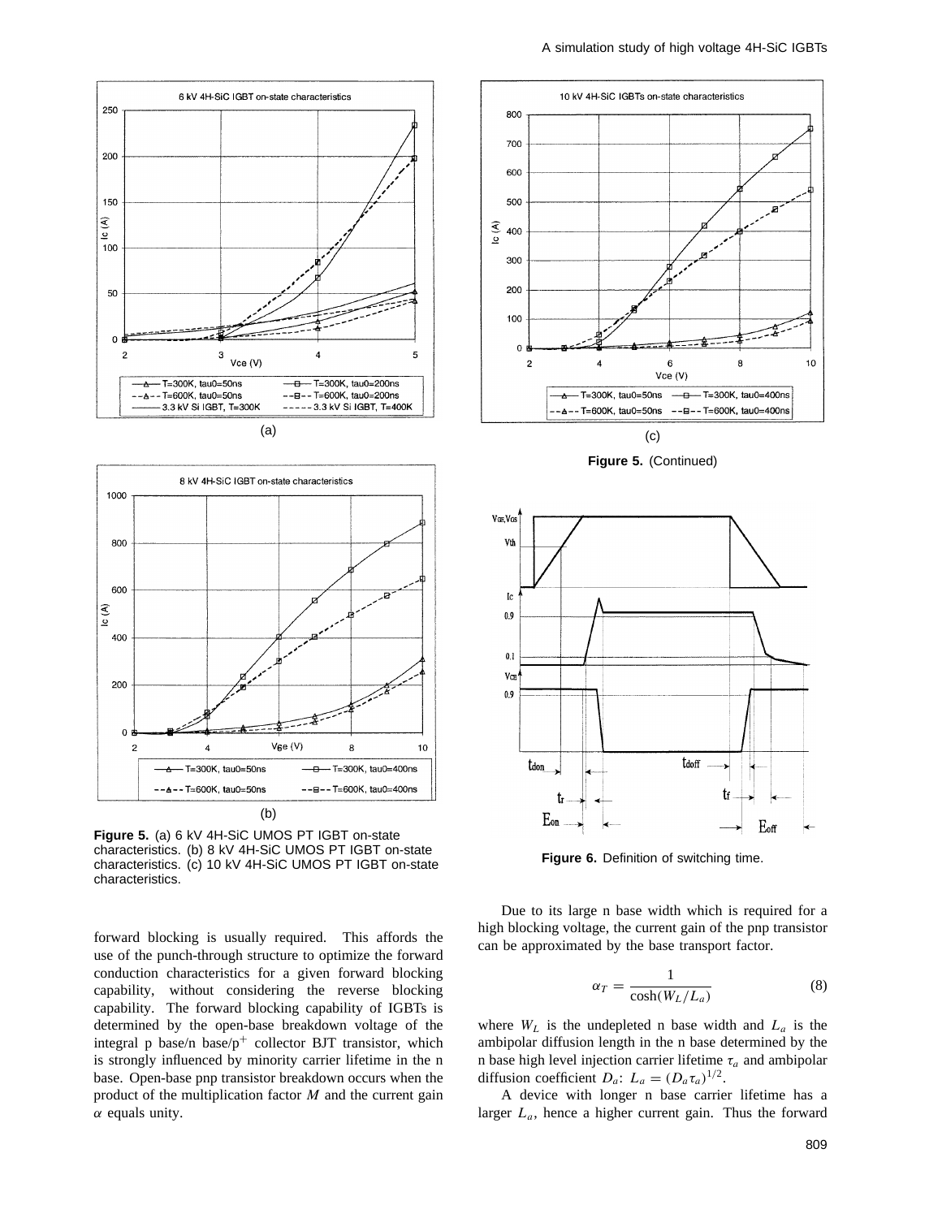**Figure 5.** (a) 6 kV 4H-SiC UMOS PT IGBT on-state characteristics. (b) 8 kV 4H-SiC UMOS PT IGBT on-state characteristics. (c) 10 kV 4H-SiC UMOS PT IGBT on-state characteristics.

**Figure 5.** (Continued)

**Figure 6.** Definition of switching time.

forward blocking is usually required. This affords the use of the punch-through structure to optimize the forward conduction characteristics for a given forward blocking capability, without considering the reverse blocking capability. The forward blocking capability of IGBTs is determined by the open-base breakdown voltage of the integral p base/n base/$p^+$ collector BJT transistor, which is strongly influenced by minority carrier lifetime in the n base. Open-base pnp transistor breakdown occurs when the product of the multiplication factor $M$ and the current gain $\alpha$ equals unity.

Due to its large n base width which is required for a high blocking voltage, the current gain of the pnp transistor can be approximated by the base transport factor.

$$\alpha_T = \frac{1}{\cosh(W_L/L_a)} \tag{8}$$

where $W_L$ is the undepleted n base width and $L_a$ is the ambipolar diffusion length in the n base determined by the n base high level injection carrier lifetime $\tau_a$ and ambipolar diffusion coefficient $D_a$: $L_a = (D_a\tau_a)^{1/2}$.

A device with longer n base carrier lifetime has a larger $L_a$, hence a higher current gain. Thus the forward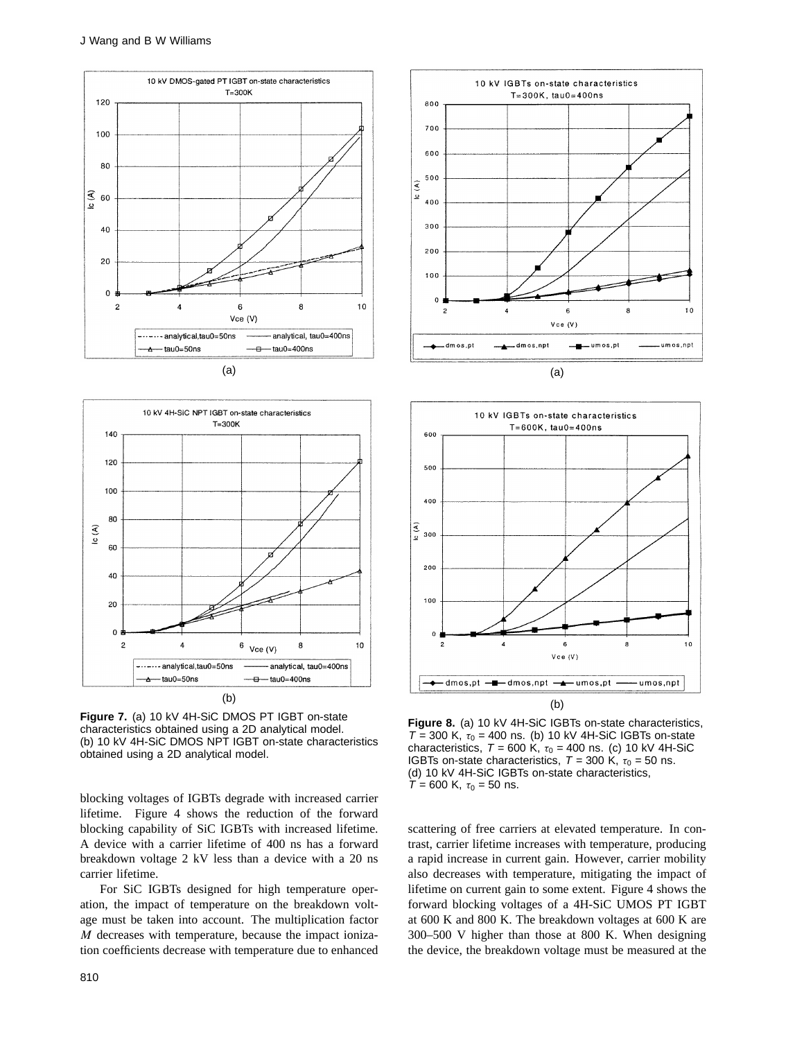Figure 7. (a) 10 kV 4H-SiC DMOS PT IGBT on-state characteristics obtained using a 2D analytical model. (b) 10 kV 4H-SiC DMOS NPT IGBT on-state characteristics obtained using a 2D analytical model.

Figure 8. (a) 10 kV 4H-SiC IGBTs on-state characteristics, $T$ = 300 K, $\tau_0$ = 400 ns. (b) 10 kV 4H-SiC IGBTs on-state characteristics, $T$ = 600 K, $\tau_0$ = 400 ns. (c) 10 kV 4H-SiC IGBTs on-state characteristics, $T$ = 300 K, $\tau_0$ = 50 ns. (d) 10 kV 4H-SiC IGBTs on-state characteristics, $T$ = 600 K, $\tau_0$ = 50 ns.

blocking voltages of IGBTs degrade with increased carrier lifetime. Figure 4 shows the reduction of the forward blocking capability of SiC IGBTs with increased lifetime. A device with a carrier lifetime of 400 ns has a forward breakdown voltage 2 kV less than a device with a 20 ns carrier lifetime.

For SiC IGBTs designed for high temperature operation, the impact of temperature on the breakdown voltage must be taken into account. The multiplication factor $M$ decreases with temperature, because the impact ionization coefficients decrease with temperature due to enhanced scattering of free carriers at elevated temperature. In contrast, carrier lifetime increases with temperature, producing a rapid increase in current gain. However, carrier mobility also decreases with temperature, mitigating the impact of lifetime on current gain to some extent. Figure 4 shows the forward blocking voltages of a 4H-SiC UMOS PT IGBT at 600 K and 800 K. The breakdown voltages at 600 K are 300–500 V higher than those at 800 K. When designing the device, the breakdown voltage must be measured at the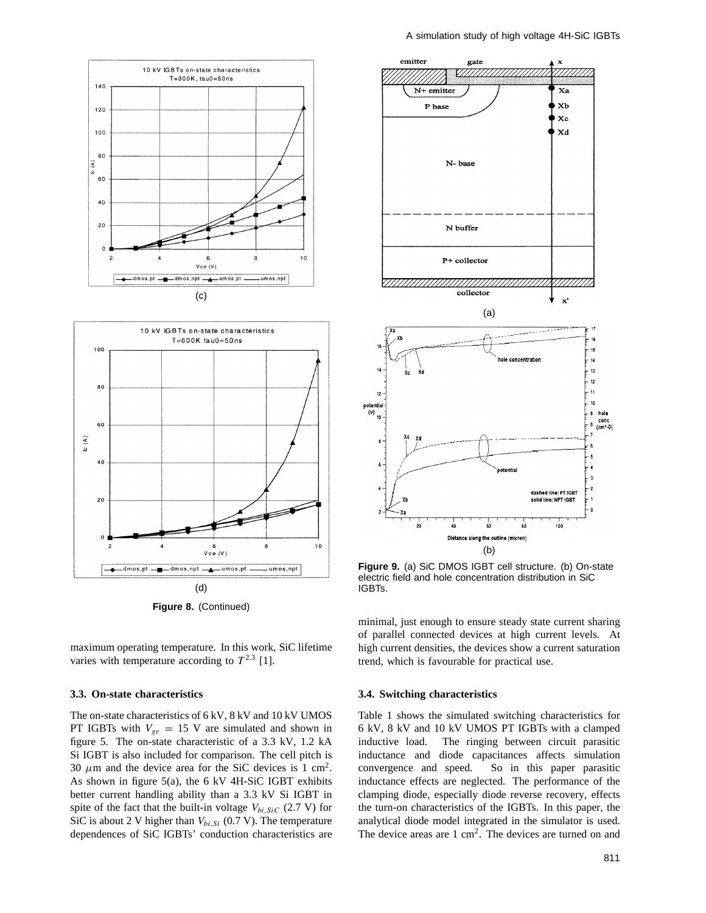(c)

(d)

**Figure 8.** (Continued)

maximum operating temperature. In this work, SiC lifetime varies with temperature according to $T^{2.3}$ [1].

### 3.3. On-state characteristics

The on-state characteristics of 6 kV, 8 kV and 10 kV UMOS PT IGBTs with $V_{ge} = 15$ V are simulated and shown in figure 5. The on-state characteristic of a 3.3 kV, 1.2 kA Si IGBT is also included for comparison. The cell pitch is 30 $\mu$m and the device area for the SiC devices is 1 cm$^2$. As shown in figure 5(a), the 6 kV 4H-SiC IGBT exhibits better current handling ability than a 3.3 kV Si IGBT in spite of the fact that the built-in voltage $V_{bi,SiC}$ (2.7 V) for SiC is about 2 V higher than $V_{bi,Si}$ (0.7 V). The temperature dependences of SiC IGBTs' conduction characteristics are minimal, just enough to ensure steady state current sharing of parallel connected devices at high current levels. At high current densities, the devices show a current saturation trend, which is favourable for practical use.

(a)

(b)

**Figure 9.** (a) SiC DMOS IGBT cell structure. (b) On-state electric field and hole concentration distribution in SiC IGBTs.

### 3.4. Switching characteristics

Table 1 shows the simulated switching characteristics for 6 kV, 8 kV and 10 kV UMOS PT IGBTs with a clamped inductive load. The ringing between circuit parasitic inductance and diode capacitances affects simulation convergence and speed. So in this paper parasitic inductance effects are neglected. The performance of the clamping diode, especially diode reverse recovery, effects the turn-on characteristics of the IGBTs. In this paper, the analytical diode model integrated in the simulator is used. The device areas are 1 cm$^2$. The devices are turned on and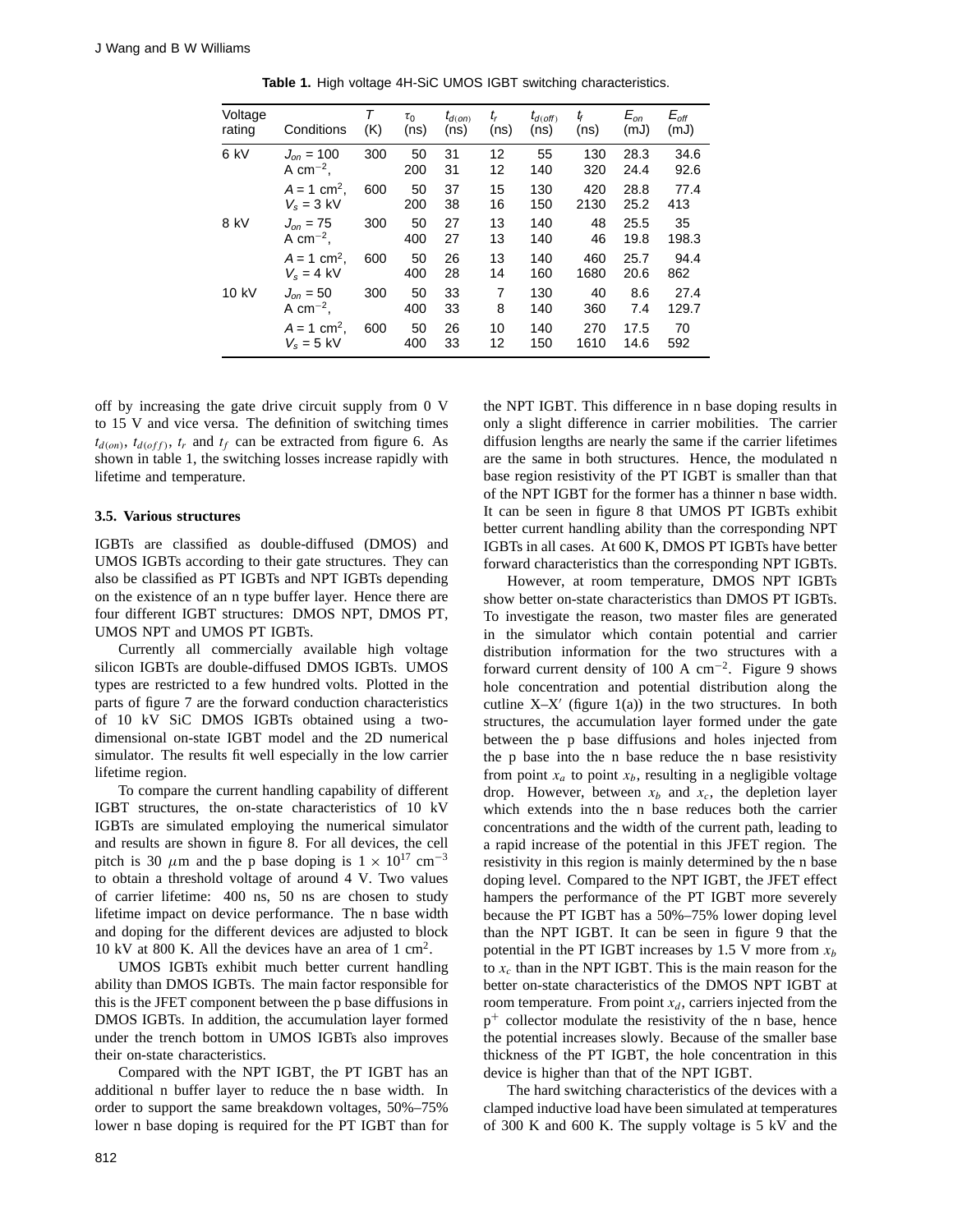**Table 1.** High voltage 4H-SiC UMOS IGBT switching characteristics.

| Voltage rating | Conditions | $T$ (K) | $\tau_0$ (ns) | $t_{d(on)}$ (ns) | $t_r$ (ns) | $t_{d(off)}$ (ns) | $t_f$ (ns) | $E_{on}$ (mJ) | $E_{off}$ (mJ) |
|---|---|---|---|---|---|---|---|---|---|
| 6 kV | $J_{on}$ = 100 A cm$^{-2}$, | 300 | 50 | 31 | 12 | 55 | 130 | 28.3 | 34.6 |
| | | | 200 | 31 | 12 | 140 | 320 | 24.4 | 92.6 |
| | $A$ = 1 cm$^2$, | 600 | 50 | 37 | 15 | 130 | 420 | 28.8 | 77.4 |
| | $V_s$ = 3 kV | | 200 | 38 | 16 | 150 | 2130 | 25.2 | 413 |
| 8 kV | $J_{on}$ = 75 A cm$^{-2}$, | 300 | 50 | 27 | 13 | 140 | 48 | 25.5 | 35 |
| | | | 400 | 27 | 13 | 140 | 46 | 19.8 | 198.3 |
| | $A$ = 1 cm$^2$, | 600 | 50 | 26 | 13 | 140 | 460 | 25.7 | 94.4 |
| | $V_s$ = 4 kV | | 400 | 28 | 14 | 160 | 1680 | 20.6 | 862 |
| 10 kV | $J_{on}$ = 50 A cm$^{-2}$, | 300 | 50 | 33 | 7 | 130 | 40 | 8.6 | 27.4 |
| | | | 400 | 33 | 8 | 140 | 360 | 7.4 | 129.7 |
| | $A$ = 1 cm$^2$, | 600 | 50 | 26 | 10 | 140 | 270 | 17.5 | 70 |
| | $V_s$ = 5 kV | | 400 | 33 | 12 | 150 | 1610 | 14.6 | 592 |

off by increasing the gate drive circuit supply from 0 V to 15 V and vice versa. The definition of switching times $t_{d(on)}$, $t_{d(off)}$, $t_r$ and $t_f$ can be extracted from figure 6. As shown in table 1, the switching losses increase rapidly with lifetime and temperature.

### 3.5. Various structures

IGBTs are classified as double-diffused (DMOS) and UMOS IGBTs according to their gate structures. They can also be classified as PT IGBTs and NPT IGBTs depending on the existence of an n type buffer layer. Hence there are four different IGBT structures: DMOS NPT, DMOS PT, UMOS NPT and UMOS PT IGBTs.

Currently all commercially available high voltage silicon IGBTs are double-diffused DMOS IGBTs. UMOS types are restricted to a few hundred volts. Plotted in the parts of figure 7 are the forward conduction characteristics of 10 kV SiC DMOS IGBTs obtained using a two-dimensional on-state IGBT model and the 2D numerical simulator. The results fit well especially in the low carrier lifetime region.

To compare the current handling capability of different IGBT structures, the on-state characteristics of 10 kV IGBTs are simulated employing the numerical simulator and results are shown in figure 8. For all devices, the cell pitch is 30 $\mu$m and the p base doping is $1 \times 10^{17}$ cm$^{-3}$ to obtain a threshold voltage of around 4 V. Two values of carrier lifetime: 400 ns, 50 ns are chosen to study lifetime impact on device performance. The n base width and doping for the different devices are adjusted to block 10 kV at 800 K. All the devices have an area of 1 cm$^2$.

UMOS IGBTs exhibit much better current handling ability than DMOS IGBTs. The main factor responsible for this is the JFET component between the p base diffusions in DMOS IGBTs. In addition, the accumulation layer formed under the trench bottom in UMOS IGBTs also improves their on-state characteristics.

Compared with the NPT IGBT, the PT IGBT has an additional n buffer layer to reduce the n base width. In order to support the same breakdown voltages, 50%–75% lower n base doping is required for the PT IGBT than for the NPT IGBT. This difference in n base doping results in only a slight difference in carrier mobilities. The carrier diffusion lengths are nearly the same if the carrier lifetimes are the same in both structures. Hence, the modulated n base region resistivity of the PT IGBT is smaller than that of the NPT IGBT for the former has a thinner n base width. It can be seen in figure 8 that UMOS PT IGBTs exhibit better current handling ability than the corresponding NPT IGBTs in all cases. At 600 K, DMOS PT IGBTs have better forward characteristics than the corresponding NPT IGBTs.

However, at room temperature, DMOS NPT IGBTs show better on-state characteristics than DMOS PT IGBTs. To investigate the reason, two master files are generated in the simulator which contain potential and carrier distribution information for the two structures with a forward current density of 100 A cm$^{-2}$. Figure 9 shows hole concentration and potential distribution along the cutline X–X′ (figure 1(a)) in the two structures. In both structures, the accumulation layer formed under the gate between the p base diffusions and holes injected from the p base into the n base reduce the n base resistivity from point $x_a$ to point $x_b$, resulting in a negligible voltage drop. However, between $x_b$ and $x_c$, the depletion layer which extends into the n base reduces both the carrier concentrations and the width of the current path, leading to a rapid increase of the potential in this JFET region. The resistivity in this region is mainly determined by the n base doping level. Compared to the NPT IGBT, the JFET effect hampers the performance of the PT IGBT more severely because the PT IGBT has a 50%–75% lower doping level than the NPT IGBT. It can be seen in figure 9 that the potential in the PT IGBT increases by 1.5 V more from $x_b$ to $x_c$ than in the NPT IGBT. This is the main reason for the better on-state characteristics of the DMOS NPT IGBT at room temperature. From point $x_d$, carriers injected from the p$^+$ collector modulate the resistivity of the n base, hence the potential increases slowly. Because of the smaller base thickness of the PT IGBT, the hole concentration in this device is higher than that of the NPT IGBT.

The hard switching characteristics of the devices with a clamped inductive load have been simulated at temperatures of 300 K and 600 K. The supply voltage is 5 kV and the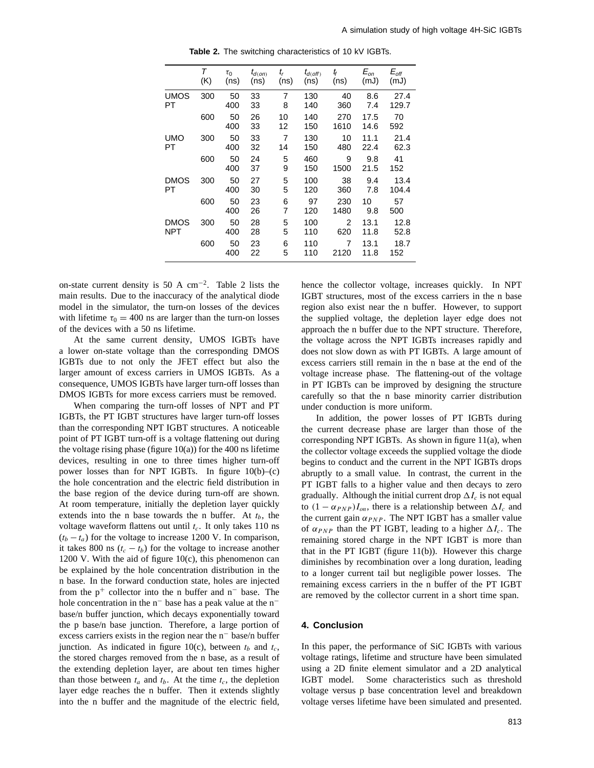**Table 2.** The switching characteristics of 10 kV IGBTs.

| | $T$ (K) | $\tau_0$ (ns) | $t_{d(on)}$ (ns) | $t_r$ (ns) | $t_{d(off)}$ (ns) | $t_f$ (ns) | $E_{on}$ (mJ) | $E_{off}$ (mJ) |
|---|---|---|---|---|---|---|---|---|
| UMOS PT | 300 | 50 | 33 | 7 | 130 | 40 | 8.6 | 27.4 |
| | | 400 | 33 | 8 | 140 | 360 | 7.4 | 129.7 |
| | 600 | 50 | 26 | 10 | 140 | 270 | 17.5 | 70 |
| | | 400 | 33 | 12 | 150 | 1610 | 14.6 | 592 |
| UMO PT | 300 | 50 | 33 | 7 | 130 | 10 | 11.1 | 21.4 |
| | | 400 | 32 | 14 | 150 | 480 | 22.4 | 62.3 |
| | 600 | 50 | 24 | 5 | 460 | 9 | 9.8 | 41 |
| | | 400 | 37 | 9 | 150 | 1500 | 21.5 | 152 |
| DMOS PT | 300 | 50 | 27 | 5 | 100 | 38 | 9.4 | 13.4 |
| | | 400 | 30 | 5 | 120 | 360 | 7.8 | 104.4 |
| | 600 | 50 | 23 | 6 | 97 | 230 | 10 | 57 |
| | | 400 | 26 | 7 | 120 | 1480 | 9.8 | 500 |
| DMOS NPT | 300 | 50 | 28 | 5 | 100 | 2 | 13.1 | 12.8 |
| | | 400 | 28 | 5 | 110 | 620 | 11.8 | 52.8 |
| | 600 | 50 | 23 | 6 | 110 | 7 | 13.1 | 18.7 |
| | | 400 | 22 | 5 | 110 | 2120 | 11.8 | 152 |

on-state current density is 50 A cm$^{-2}$. Table 2 lists the main results. Due to the inaccuracy of the analytical diode model in the simulator, the turn-on losses of the devices with lifetime $\tau_0 = 400$ ns are larger than the turn-on losses of the devices with a 50 ns lifetime.

At the same current density, UMOS IGBTs have a lower on-state voltage than the corresponding DMOS IGBTs due to not only the JFET effect but also the larger amount of excess carriers in UMOS IGBTs. As a consequence, UMOS IGBTs have larger turn-off losses than DMOS IGBTs for more excess carriers must be removed.

When comparing the turn-off losses of NPT and PT IGBTs, the PT IGBT structures have larger turn-off losses than the corresponding NPT IGBT structures. A noticeable point of PT IGBT turn-off is a voltage flattening out during the voltage rising phase (figure 10(a)) for the 400 ns lifetime devices, resulting in one to three times higher turn-off power losses than for NPT IGBTs. In figure 10(b)–(c) the hole concentration and the electric field distribution in the base region of the device during turn-off are shown. At room temperature, initially the depletion layer quickly extends into the n base towards the n buffer. At $t_b$, the voltage waveform flattens out until $t_c$. It only takes 110 ns ($t_b - t_a$) for the voltage to increase 1200 V. In comparison, it takes 800 ns ($t_c - t_b$) for the voltage to increase another 1200 V. With the aid of figure 10(c), this phenomenon can be explained by the hole concentration distribution in the n base. In the forward conduction state, holes are injected from the p$^+$ collector into the n buffer and n$^-$ base. The hole concentration in the n$^-$ base has a peak value at the n$^-$ base/n buffer junction, which decays exponentially toward the p base/n base junction. Therefore, a large portion of excess carriers exists in the region near the n$^-$ base/n buffer junction. As indicated in figure 10(c), between $t_b$ and $t_c$, the stored charges removed from the n base, as a result of the extending depletion layer, are about ten times higher than those between $t_a$ and $t_b$. At the time $t_c$, the depletion layer edge reaches the n buffer. Then it extends slightly into the n buffer and the magnitude of the electric field, hence the collector voltage, increases quickly. In NPT IGBT structures, most of the excess carriers in the n base region also exist near the n buffer. However, to support the supplied voltage, the depletion layer edge does not approach the n buffer due to the NPT structure. Therefore, the voltage across the NPT IGBTs increases rapidly and does not slow down as with PT IGBTs. A large amount of excess carriers still remain in the n base at the end of the voltage increase phase. The flattening-out of the voltage in PT IGBTs can be improved by designing the structure carefully so that the n base minority carrier distribution under conduction is more uniform.

In addition, the power losses of PT IGBTs during the current decrease phase are larger than those of the corresponding NPT IGBTs. As shown in figure 11(a), when the collector voltage exceeds the supplied voltage the diode begins to conduct and the current in the NPT IGBTs drops abruptly to a small value. In contrast, the current in the PT IGBT falls to a higher value and then decays to zero gradually. Although the initial current drop $\Delta I_c$ is not equal to $(1 - \alpha_{PNP})I_{on}$, there is a relationship between $\Delta I_c$ and the current gain $\alpha_{PNP}$. The NPT IGBT has a smaller value of $\alpha_{PNP}$ than the PT IGBT, leading to a higher $\Delta I_c$. The remaining stored charge in the NPT IGBT is more than that in the PT IGBT (figure 11(b)). However this charge diminishes by recombination over a long duration, leading to a longer current tail but negligible power losses. The remaining excess carriers in the n buffer of the PT IGBT are removed by the collector current in a short time span.

## 4. Conclusion

In this paper, the performance of SiC IGBTs with various voltage ratings, lifetime and structure have been simulated using a 2D finite element simulator and a 2D analytical IGBT model. Some characteristics such as threshold voltage versus p base concentration level and breakdown voltage verses lifetime have been simulated and presented.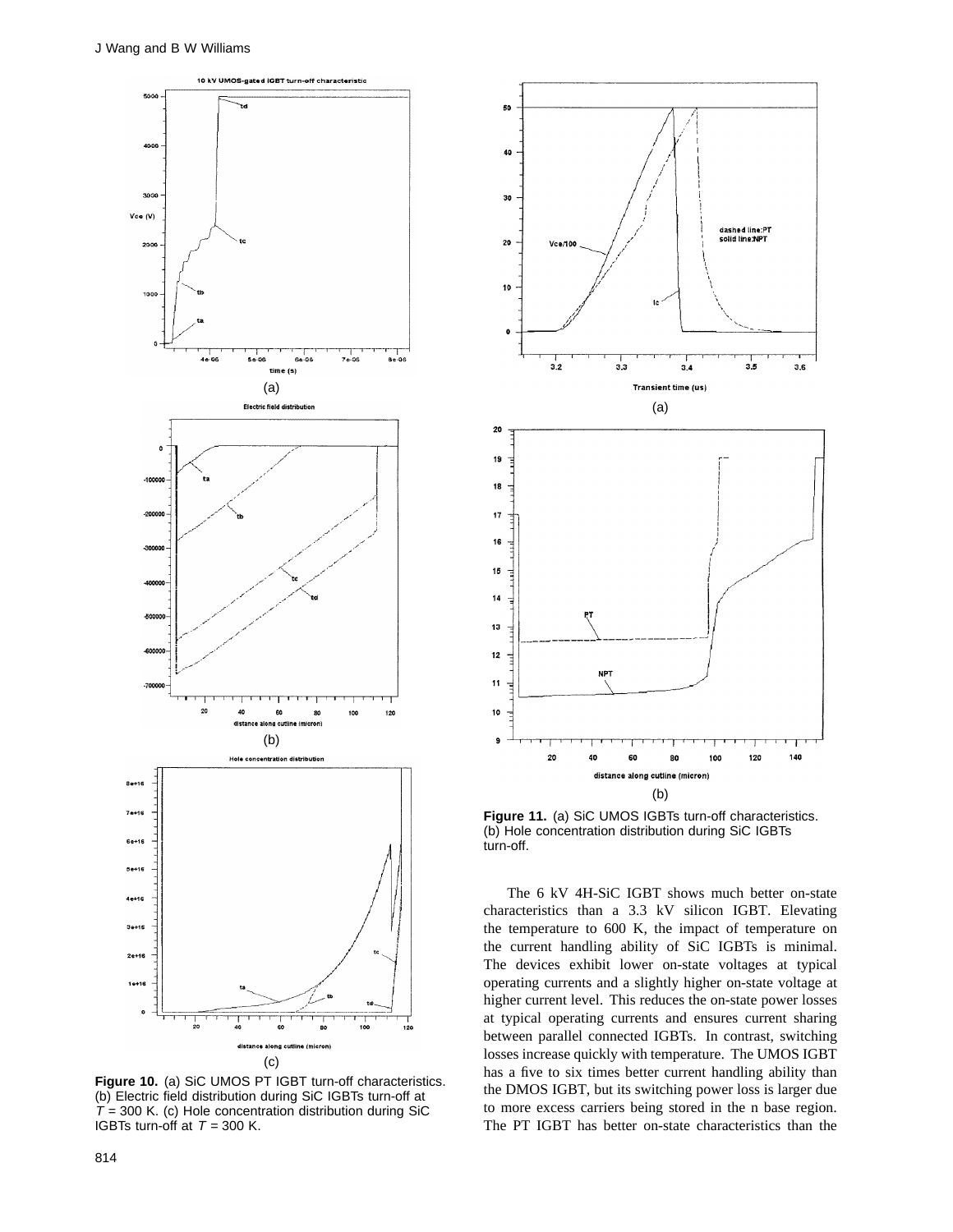Figure 10. (a) SiC UMOS PT IGBT turn-off characteristics. (b) Electric field distribution during SiC IGBTs turn-off at $T = 300$ K. (c) Hole concentration distribution during SiC IGBTs turn-off at $T = 300$ K.

Figure 11. (a) SiC UMOS IGBTs turn-off characteristics. (b) Hole concentration distribution during SiC IGBTs turn-off.

The 6 kV 4H-SiC IGBT shows much better on-state characteristics than a 3.3 kV silicon IGBT. Elevating the temperature to 600 K, the impact of temperature on the current handling ability of SiC IGBTs is minimal. The devices exhibit lower on-state voltages at typical operating currents and a slightly higher on-state voltage at higher current level. This reduces the on-state power losses at typical operating currents and ensures current sharing between parallel connected IGBTs. In contrast, switching losses increase quickly with temperature. The UMOS IGBT has a five to six times better current handling ability than the DMOS IGBT, but its switching power loss is larger due to more excess carriers being stored in the n base region. The PT IGBT has better on-state characteristics than the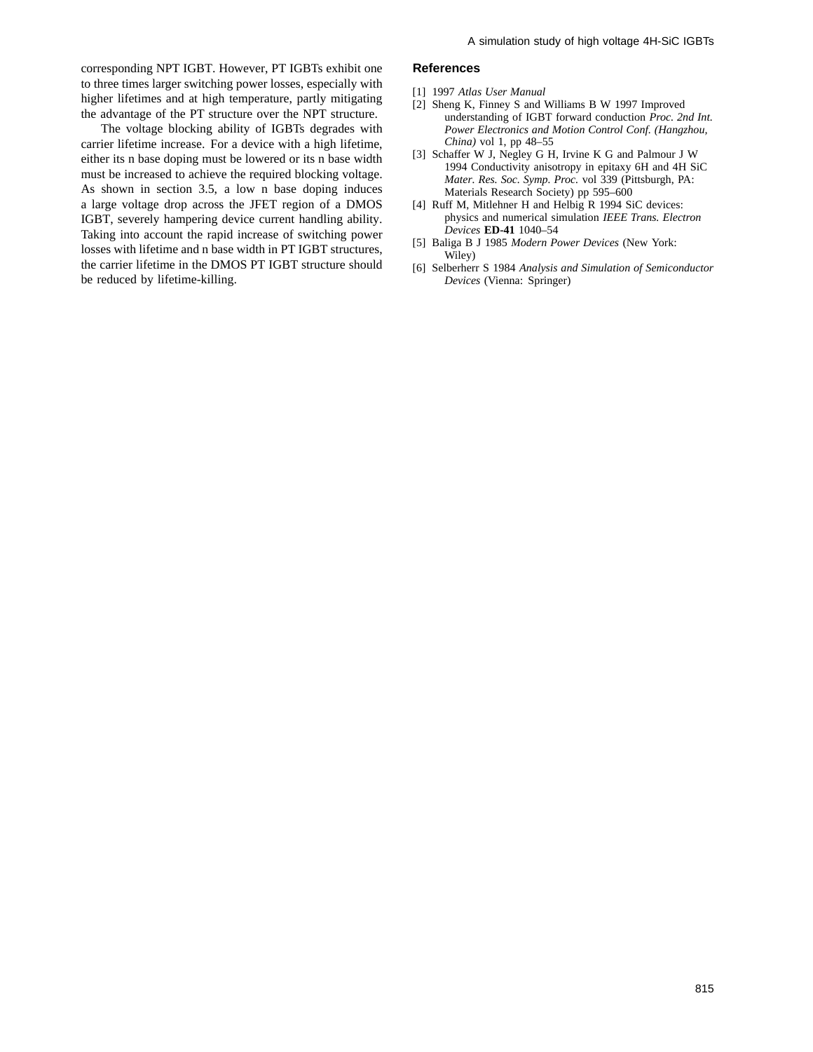corresponding NPT IGBT. However, PT IGBTs exhibit one to three times larger switching power losses, especially with higher lifetimes and at high temperature, partly mitigating the advantage of the PT structure over the NPT structure.

The voltage blocking ability of IGBTs degrades with carrier lifetime increase. For a device with a high lifetime, either its n base doping must be lowered or its n base width must be increased to achieve the required blocking voltage. As shown in section 3.5, a low n base doping induces a large voltage drop across the JFET region of a DMOS IGBT, severely hampering device current handling ability. Taking into account the rapid increase of switching power losses with lifetime and n base width in PT IGBT structures, the carrier lifetime in the DMOS PT IGBT structure should be reduced by lifetime-killing.

## References

[1] 1997 *Atlas User Manual*

[2] Sheng K, Finney S and Williams B W 1997 Improved understanding of IGBT forward conduction *Proc. 2nd Int. Power Electronics and Motion Control Conf. (Hangzhou, China)* vol 1, pp 48–55

[3] Schaffer W J, Negley G H, Irvine K G and Palmour J W 1994 Conductivity anisotropy in epitaxy 6H and 4H SiC *Mater. Res. Soc. Symp. Proc.* vol 339 (Pittsburgh, PA: Materials Research Society) pp 595–600

[4] Ruff M, Mitlehner H and Helbig R 1994 SiC devices: physics and numerical simulation *IEEE Trans. Electron Devices* **ED-41** 1040–54

[5] Baliga B J 1985 *Modern Power Devices* (New York: Wiley)

[6] Selberherr S 1984 *Analysis and Simulation of Semiconductor Devices* (Vienna: Springer)